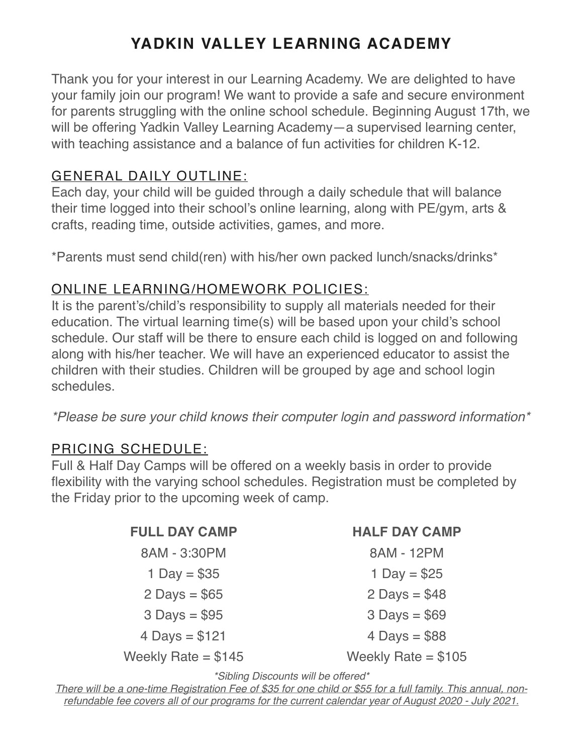# YADKIN VALLEY LEARNING ACADEMY

Thank you for your interest in our Learning Academy. We are delighted to have your family join our program! We want to provide a safe and secure environment for parents struggling with the online school schedule. Beginning August 17th, we will be offering Yadkin Valley Learning Academy—a supervised learning center, with teaching assistance and a balance of fun activities for children K-12.

## GENERAL DAILY OUTLINE:

Each day, your child will be guided through a daily schedule that will balance their time logged into their school's online learning, along with PE/gym, arts & crafts, reading time, outside activities, games, and more.

*Parents must send child(ren) with his/her own packed lunch/snacks/drinks*

## ONLINE LEARNING/HOMEWORK POLICIES:

It is the parent's/child's responsibility to supply all materials needed for their education. The virtual learning time(s) will be based upon your child's school schedule. Our staff will be there to ensure each child is logged on and following along with his/her teacher. We will have an experienced educator to assist the children with their studies. Children will be grouped by age and school login schedules.

*\*Please be sure your child knows their computer login and password information\**

## PRICING SCHEDULE:

Full & Half Day Camps will be offered on a weekly basis in order to provide flexibility with the varying school schedules. Registration must be completed by the Friday prior to the upcoming week of camp.

| **FULL DAY CAMP** | **HALF DAY CAMP** |
|---|---|
| 8AM - 3:30PM | 8AM - 12PM |
| 1 Day = $35 | 1 Day = $25 |
| 2 Days = $65 | 2 Days = $48 |
| 3 Days = $95 | 3 Days = $69 |
| 4 Days = $121 | 4 Days = $88 |
| Weekly Rate = $145 | Weekly Rate = $105 |

*\*Sibling Discounts will be offered\**

*There will be a one-time Registration Fee of $35 for one child or $55 for a full family. This annual, non-refundable fee covers all of our programs for the current calendar year of August 2020 - July 2021.*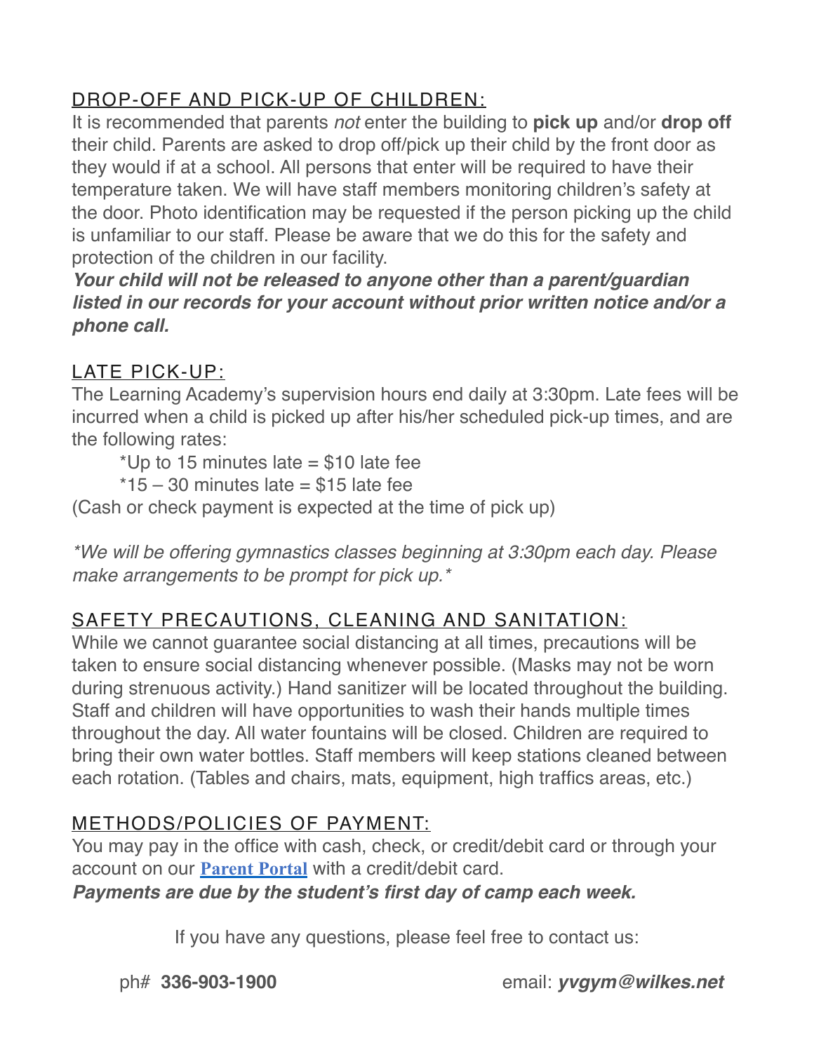## DROP-OFF AND PICK-UP OF CHILDREN:

It is recommended that parents *not* enter the building to **pick up** and/or **drop off** their child. Parents are asked to drop off/pick up their child by the front door as they would if at a school. All persons that enter will be required to have their temperature taken. We will have staff members monitoring children's safety at the door. Photo identification may be requested if the person picking up the child is unfamiliar to our staff. Please be aware that we do this for the safety and protection of the children in our facility.

***Your child will not be released to anyone other than a parent/guardian listed in our records for your account without prior written notice and/or a phone call.***

## LATE PICK-UP:

The Learning Academy's supervision hours end daily at 3:30pm. Late fees will be incurred when a child is picked up after his/her scheduled pick-up times, and are the following rates:

*Up to 15 minutes late = $10 late fee

*15 – 30 minutes late = $15 late fee

(Cash or check payment is expected at the time of pick up)

**We will be offering gymnastics classes beginning at 3:30pm each day. Please make arrangements to be prompt for pick up.**

## SAFETY PRECAUTIONS, CLEANING AND SANITATION:

While we cannot guarantee social distancing at all times, precautions will be taken to ensure social distancing whenever possible. (Masks may not be worn during strenuous activity.) Hand sanitizer will be located throughout the building. Staff and children will have opportunities to wash their hands multiple times throughout the day. All water fountains will be closed. Children are required to bring their own water bottles. Staff members will keep stations cleaned between each rotation. (Tables and chairs, mats, equipment, high traffics areas, etc.)

## METHODS/POLICIES OF PAYMENT:

You may pay in the office with cash, check, or credit/debit card or through your account on our **Parent Portal** with a credit/debit card.

***Payments are due by the student's first day of camp each week.***

If you have any questions, please feel free to contact us:

ph# **336-903-1900** email: ***yvgym@wilkes.net***